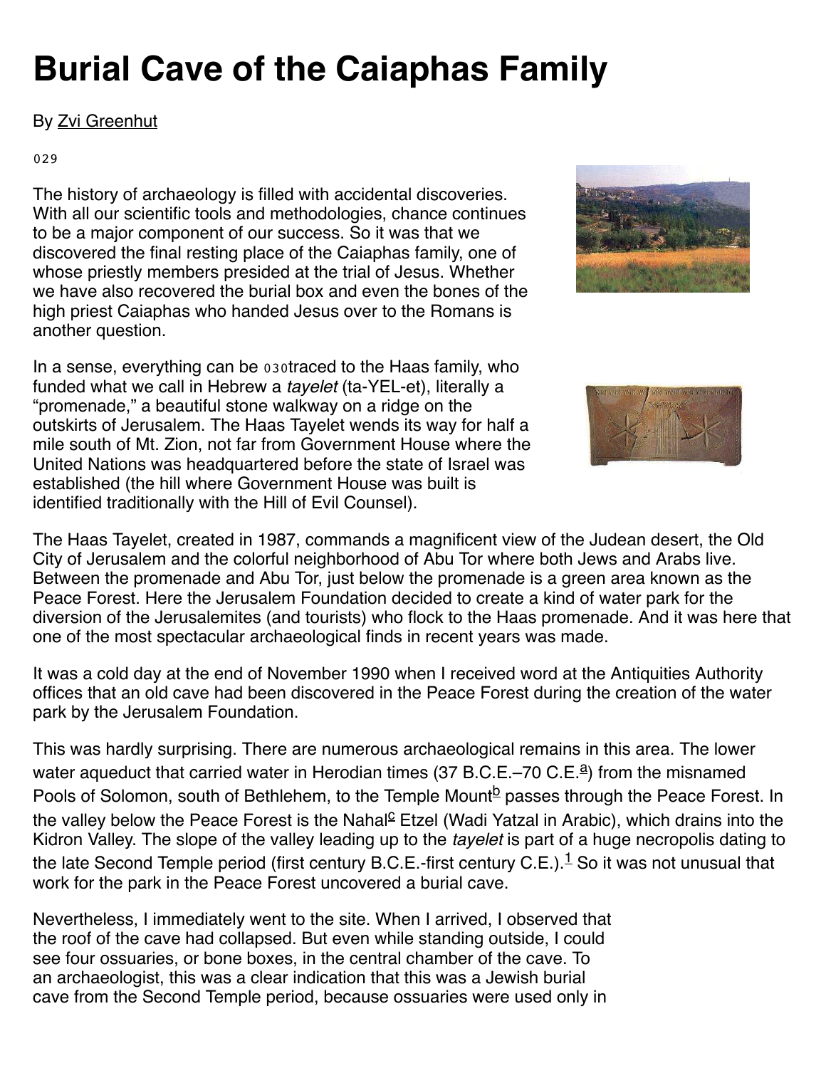# Burial Cave of the Caiaphas Family

By Zvi Greenhut

029

The history of archaeology is filled with accidental discoveries. With all our scientific tools and methodologies, chance continues to be a major component of our success. So it was that we discovered the final resting place of the Caiaphas family, one of whose priestly members presided at the trial of Jesus. Whether we have also recovered the burial box and even the bones of the high priest Caiaphas who handed Jesus over to the Romans is another question.

In a sense, everything can be 030traced to the Haas family, who funded what we call in Hebrew a *tayelet* (ta-YEL-et), literally a "promenade," a beautiful stone walkway on a ridge on the outskirts of Jerusalem. The Haas Tayelet wends its way for half a mile south of Mt. Zion, not far from Government House where the United Nations was headquartered before the state of Israel was established (the hill where Government House was built is identified traditionally with the Hill of Evil Counsel).

The Haas Tayelet, created in 1987, commands a magnificent view of the Judean desert, the Old City of Jerusalem and the colorful neighborhood of Abu Tor where both Jews and Arabs live. Between the promenade and Abu Tor, just below the promenade is a green area known as the Peace Forest. Here the Jerusalem Foundation decided to create a kind of water park for the diversion of the Jerusalemites (and tourists) who flock to the Haas promenade. And it was here that one of the most spectacular archaeological finds in recent years was made.

It was a cold day at the end of November 1990 when I received word at the Antiquities Authority offices that an old cave had been discovered in the Peace Forest during the creation of the water park by the Jerusalem Foundation.

This was hardly surprising. There are numerous archaeological remains in this area. The lower water aqueduct that carried water in Herodian times (37 B.C.E.–70 C.E.[a]) from the misnamed Pools of Solomon, south of Bethlehem, to the Temple Mount[b] passes through the Peace Forest. In the valley below the Peace Forest is the Nahal[c] Etzel (Wadi Yatzal in Arabic), which drains into the Kidron Valley. The slope of the valley leading up to the *tayelet* is part of a huge necropolis dating to the late Second Temple period (first century B.C.E.-first century C.E.).[1] So it was not unusual that work for the park in the Peace Forest uncovered a burial cave.

Nevertheless, I immediately went to the site. When I arrived, I observed that the roof of the cave had collapsed. But even while standing outside, I could see four ossuaries, or bone boxes, in the central chamber of the cave. To an archaeologist, this was a clear indication that this was a Jewish burial cave from the Second Temple period, because ossuaries were used only in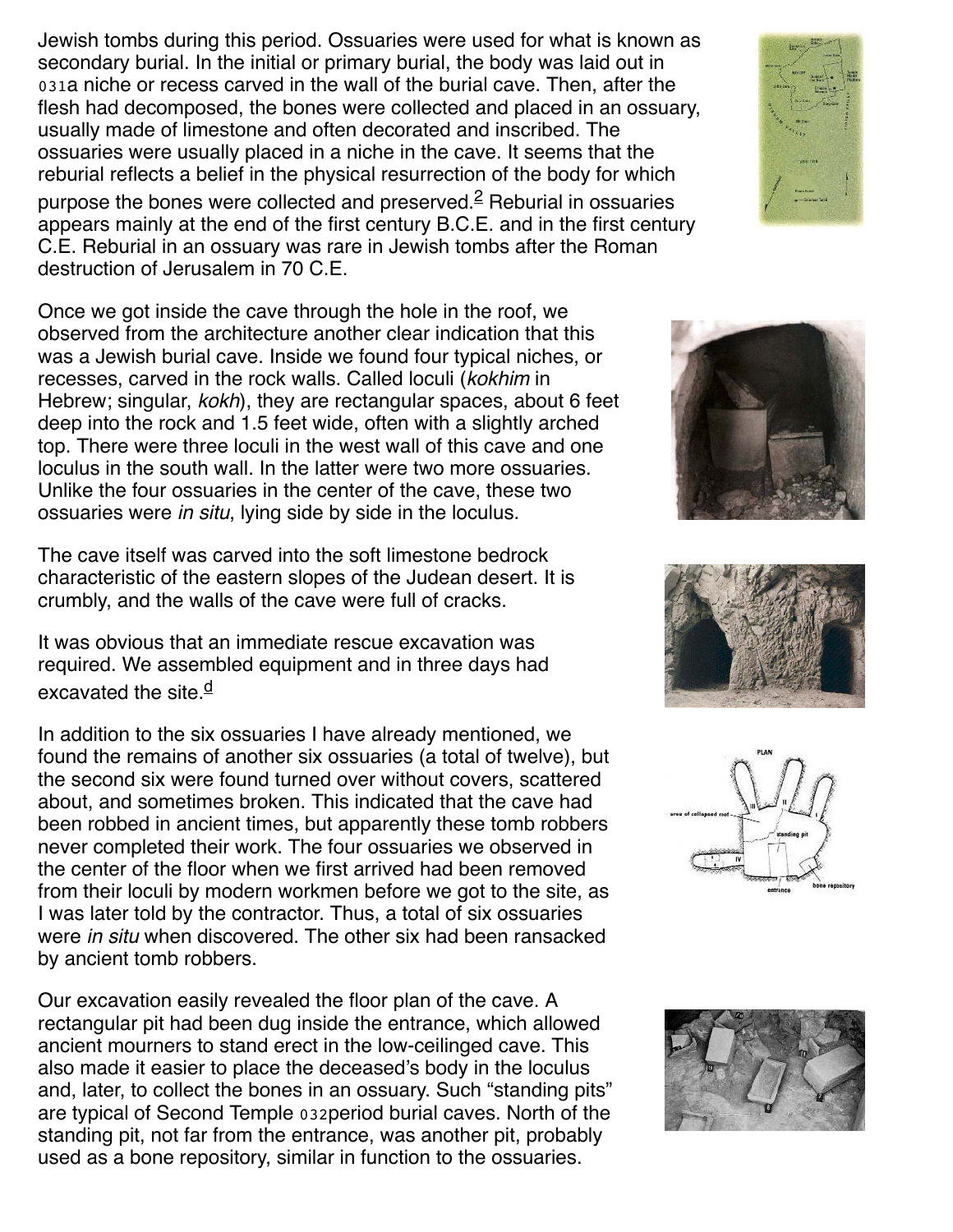Jewish tombs during this period. Ossuaries were used for what is known as secondary burial. In the initial or primary burial, the body was laid out in 031a niche or recess carved in the wall of the burial cave. Then, after the flesh had decomposed, the bones were collected and placed in an ossuary, usually made of limestone and often decorated and inscribed. The ossuaries were usually placed in a niche in the cave. It seems that the reburial reflects a belief in the physical resurrection of the body for which purpose the bones were collected and preserved.[2] Reburial in ossuaries appears mainly at the end of the first century B.C.E. and in the first century C.E. Reburial in an ossuary was rare in Jewish tombs after the Roman destruction of Jerusalem in 70 C.E.

Once we got inside the cave through the hole in the roof, we observed from the architecture another clear indication that this was a Jewish burial cave. Inside we found four typical niches, or recesses, carved in the rock walls. Called loculi (*kokhim* in Hebrew; singular, *kokh*), they are rectangular spaces, about 6 feet deep into the rock and 1.5 feet wide, often with a slightly arched top. There were three loculi in the west wall of this cave and one loculus in the south wall. In the latter were two more ossuaries. Unlike the four ossuaries in the center of the cave, these two ossuaries were *in situ*, lying side by side in the loculus.

The cave itself was carved into the soft limestone bedrock characteristic of the eastern slopes of the Judean desert. It is crumbly, and the walls of the cave were full of cracks.

It was obvious that an immediate rescue excavation was required. We assembled equipment and in three days had excavated the site.[d]

In addition to the six ossuaries I have already mentioned, we found the remains of another six ossuaries (a total of twelve), but the second six were found turned over without covers, scattered about, and sometimes broken. This indicated that the cave had been robbed in ancient times, but apparently these tomb robbers never completed their work. The four ossuaries we observed in the center of the floor when we first arrived had been removed from their loculi by modern workmen before we got to the site, as I was later told by the contractor. Thus, a total of six ossuaries were *in situ* when discovered. The other six had been ransacked by ancient tomb robbers.

Our excavation easily revealed the floor plan of the cave. A rectangular pit had been dug inside the entrance, which allowed ancient mourners to stand erect in the low-ceilinged cave. This also made it easier to place the deceased's body in the loculus and, later, to collect the bones in an ossuary. Such "standing pits" are typical of Second Temple 032period burial caves. North of the standing pit, not far from the entrance, was another pit, probably used as a bone repository, similar in function to the ossuaries.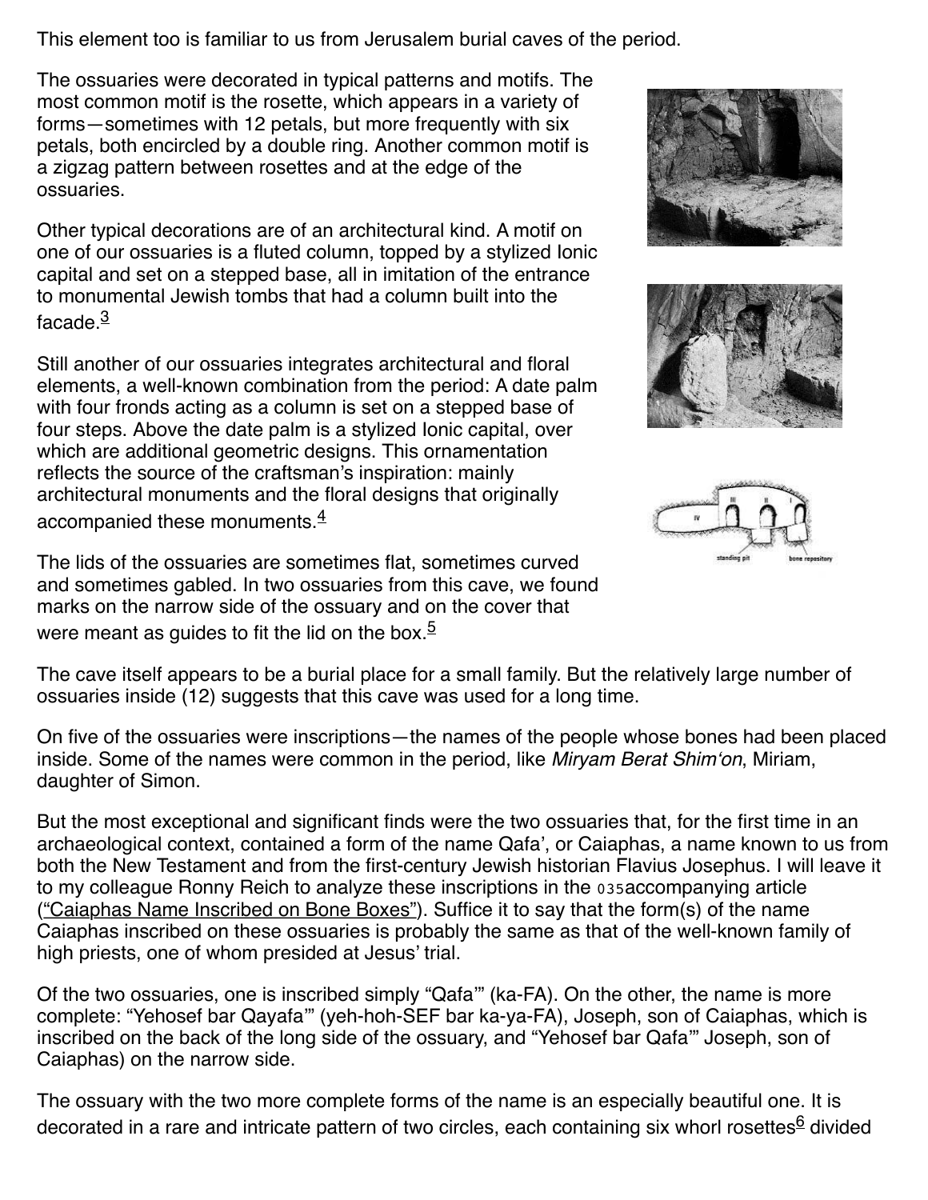This element too is familiar to us from Jerusalem burial caves of the period.

The ossuaries were decorated in typical patterns and motifs. The most common motif is the rosette, which appears in a variety of forms—sometimes with 12 petals, but more frequently with six petals, both encircled by a double ring. Another common motif is a zigzag pattern between rosettes and at the edge of the ossuaries.

Other typical decorations are of an architectural kind. A motif on one of our ossuaries is a fluted column, topped by a stylized Ionic capital and set on a stepped base, all in imitation of the entrance to monumental Jewish tombs that had a column built into the facade.[3]

Still another of our ossuaries integrates architectural and floral elements, a well-known combination from the period: A date palm with four fronds acting as a column is set on a stepped base of four steps. Above the date palm is a stylized Ionic capital, over which are additional geometric designs. This ornamentation reflects the source of the craftsman's inspiration: mainly architectural monuments and the floral designs that originally accompanied these monuments.[4]

The lids of the ossuaries are sometimes flat, sometimes curved and sometimes gabled. In two ossuaries from this cave, we found marks on the narrow side of the ossuary and on the cover that were meant as guides to fit the lid on the box.[5]

The cave itself appears to be a burial place for a small family. But the relatively large number of ossuaries inside (12) suggests that this cave was used for a long time.

On five of the ossuaries were inscriptions—the names of the people whose bones had been placed inside. Some of the names were common in the period, like *Miryam Berat Shim'on*, Miriam, daughter of Simon.

But the most exceptional and significant finds were the two ossuaries that, for the first time in an archaeological context, contained a form of the name Qafa', or Caiaphas, a name known to us from both the New Testament and from the first-century Jewish historian Flavius Josephus. I will leave it to my colleague Ronny Reich to analyze these inscriptions in the 035accompanying article ("Caiaphas Name Inscribed on Bone Boxes"). Suffice it to say that the form(s) of the name Caiaphas inscribed on these ossuaries is probably the same as that of the well-known family of high priests, one of whom presided at Jesus' trial.

Of the two ossuaries, one is inscribed simply "Qafa'" (ka-FA). On the other, the name is more complete: "Yehosef bar Qayafa'" (yeh-hoh-SEF bar ka-ya-FA), Joseph, son of Caiaphas, which is inscribed on the back of the long side of the ossuary, and "Yehosef bar Qafa'" Joseph, son of Caiaphas) on the narrow side.

The ossuary with the two more complete forms of the name is an especially beautiful one. It is decorated in a rare and intricate pattern of two circles, each containing six whorl rosettes[6] divided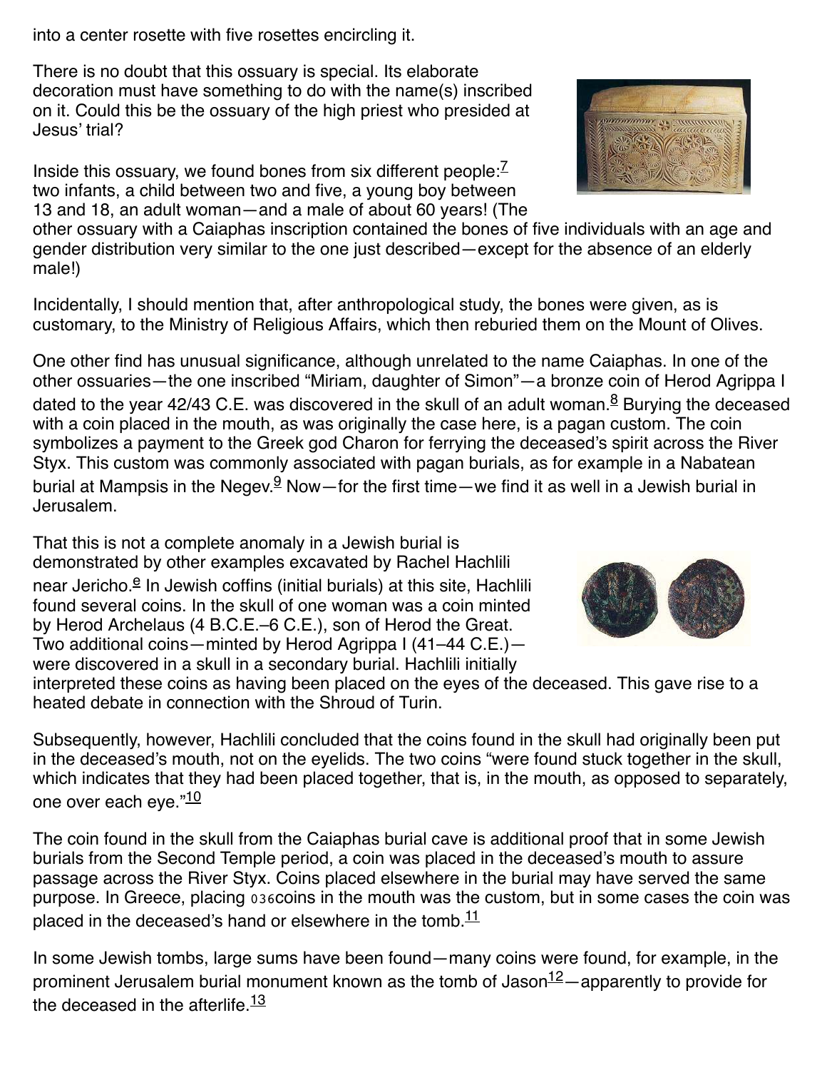into a center rosette with five rosettes encircling it.

There is no doubt that this ossuary is special. Its elaborate decoration must have something to do with the name(s) inscribed on it. Could this be the ossuary of the high priest who presided at Jesus' trial?

Inside this ossuary, we found bones from six different people:[7] two infants, a child between two and five, a young boy between 13 and 18, an adult woman—and a male of about 60 years! (The other ossuary with a Caiaphas inscription contained the bones of five individuals with an age and gender distribution very similar to the one just described—except for the absence of an elderly male!)

Incidentally, I should mention that, after anthropological study, the bones were given, as is customary, to the Ministry of Religious Affairs, which then reburied them on the Mount of Olives.

One other find has unusual significance, although unrelated to the name Caiaphas. In one of the other ossuaries—the one inscribed "Miriam, daughter of Simon"—a bronze coin of Herod Agrippa I dated to the year 42/43 C.E. was discovered in the skull of an adult woman.[8] Burying the deceased with a coin placed in the mouth, as was originally the case here, is a pagan custom. The coin symbolizes a payment to the Greek god Charon for ferrying the deceased's spirit across the River Styx. This custom was commonly associated with pagan burials, as for example in a Nabatean burial at Mampsis in the Negev.[9] Now—for the first time—we find it as well in a Jewish burial in Jerusalem.

That this is not a complete anomaly in a Jewish burial is demonstrated by other examples excavated by Rachel Hachlili near Jericho.[e] In Jewish coffins (initial burials) at this site, Hachlili found several coins. In the skull of one woman was a coin minted by Herod Archelaus (4 B.C.E.–6 C.E.), son of Herod the Great. Two additional coins—minted by Herod Agrippa I (41–44 C.E.)—were discovered in a skull in a secondary burial. Hachlili initially interpreted these coins as having been placed on the eyes of the deceased. This gave rise to a heated debate in connection with the Shroud of Turin.

Subsequently, however, Hachlili concluded that the coins found in the skull had originally been put in the deceased's mouth, not on the eyelids. The two coins "were found stuck together in the skull, which indicates that they had been placed together, that is, in the mouth, as opposed to separately, one over each eye."[10]

The coin found in the skull from the Caiaphas burial cave is additional proof that in some Jewish burials from the Second Temple period, a coin was placed in the deceased's mouth to assure passage across the River Styx. Coins placed elsewhere in the burial may have served the same purpose. In Greece, placing 036coins in the mouth was the custom, but in some cases the coin was placed in the deceased's hand or elsewhere in the tomb.[11]

In some Jewish tombs, large sums have been found—many coins were found, for example, in the prominent Jerusalem burial monument known as the tomb of Jason[12]—apparently to provide for the deceased in the afterlife.[13]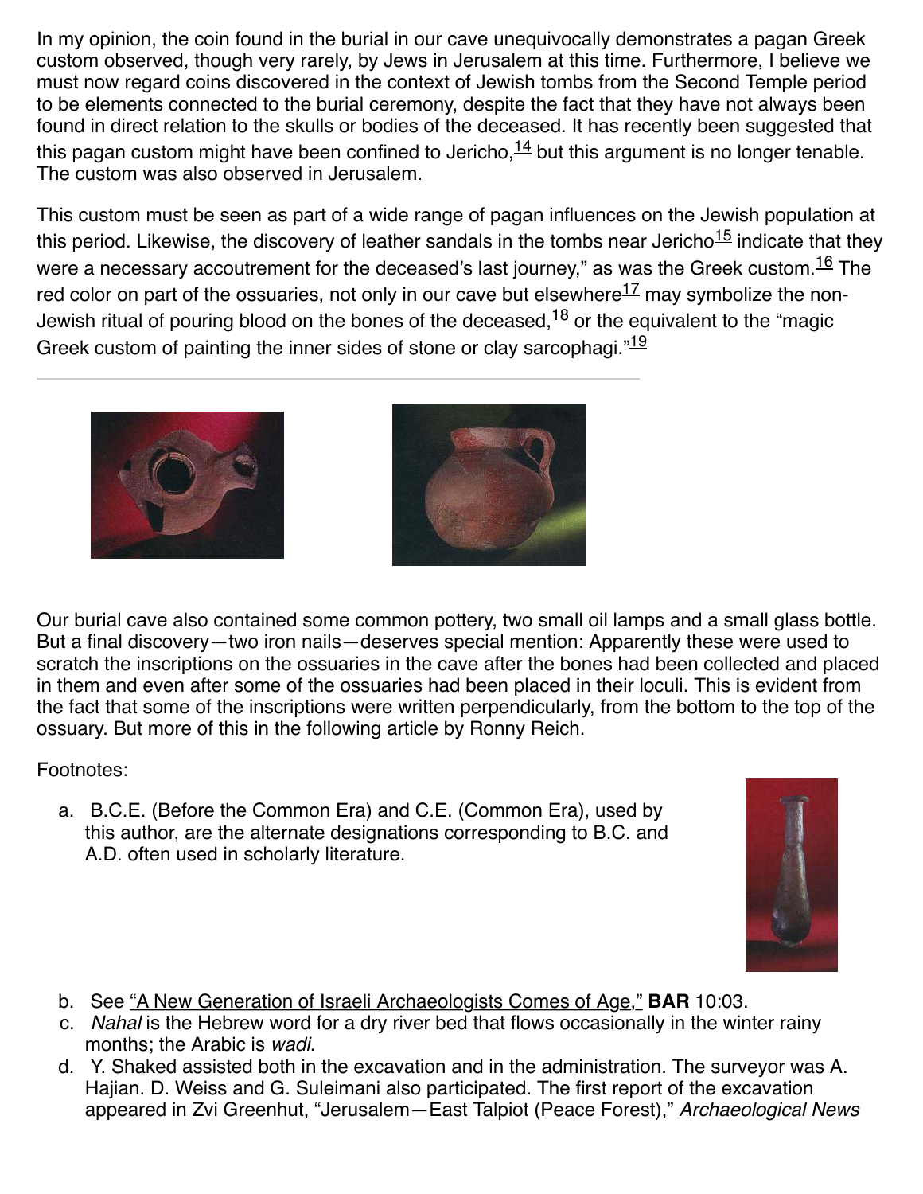In my opinion, the coin found in the burial in our cave unequivocally demonstrates a pagan Greek custom observed, though very rarely, by Jews in Jerusalem at this time. Furthermore, I believe we must now regard coins discovered in the context of Jewish tombs from the Second Temple period to be elements connected to the burial ceremony, despite the fact that they have not always been found in direct relation to the skulls or bodies of the deceased. It has recently been suggested that this pagan custom might have been confined to Jericho,[14] but this argument is no longer tenable. The custom was also observed in Jerusalem.

This custom must be seen as part of a wide range of pagan influences on the Jewish population at this period. Likewise, the discovery of leather sandals in the tombs near Jericho[15] indicate that they were a necessary accoutrement for the deceased's last journey," as was the Greek custom.[16] The red color on part of the ossuaries, not only in our cave but elsewhere[17] may symbolize the non-Jewish ritual of pouring blood on the bones of the deceased,[18] or the equivalent to the "magic Greek custom of painting the inner sides of stone or clay sarcophagi."[19]

---

Our burial cave also contained some common pottery, two small oil lamps and a small glass bottle. But a final discovery—two iron nails—deserves special mention: Apparently these were used to scratch the inscriptions on the ossuaries in the cave after the bones had been collected and placed in them and even after some of the ossuaries had been placed in their loculi. This is evident from the fact that some of the inscriptions were written perpendicularly, from the bottom to the top of the ossuary. But more of this in the following article by Ronny Reich.

Footnotes:

a. B.C.E. (Before the Common Era) and C.E. (Common Era), used by this author, are the alternate designations corresponding to B.C. and A.D. often used in scholarly literature.
b. See "A New Generation of Israeli Archaeologists Comes of Age," **BAR** 10:03.
c. *Nahal* is the Hebrew word for a dry river bed that flows occasionally in the winter rainy months; the Arabic is *wadi*.
d. Y. Shaked assisted both in the excavation and in the administration. The surveyor was A. Hajian. D. Weiss and G. Suleimani also participated. The first report of the excavation appeared in Zvi Greenhut, "Jerusalem—East Talpiot (Peace Forest)," *Archaeological News*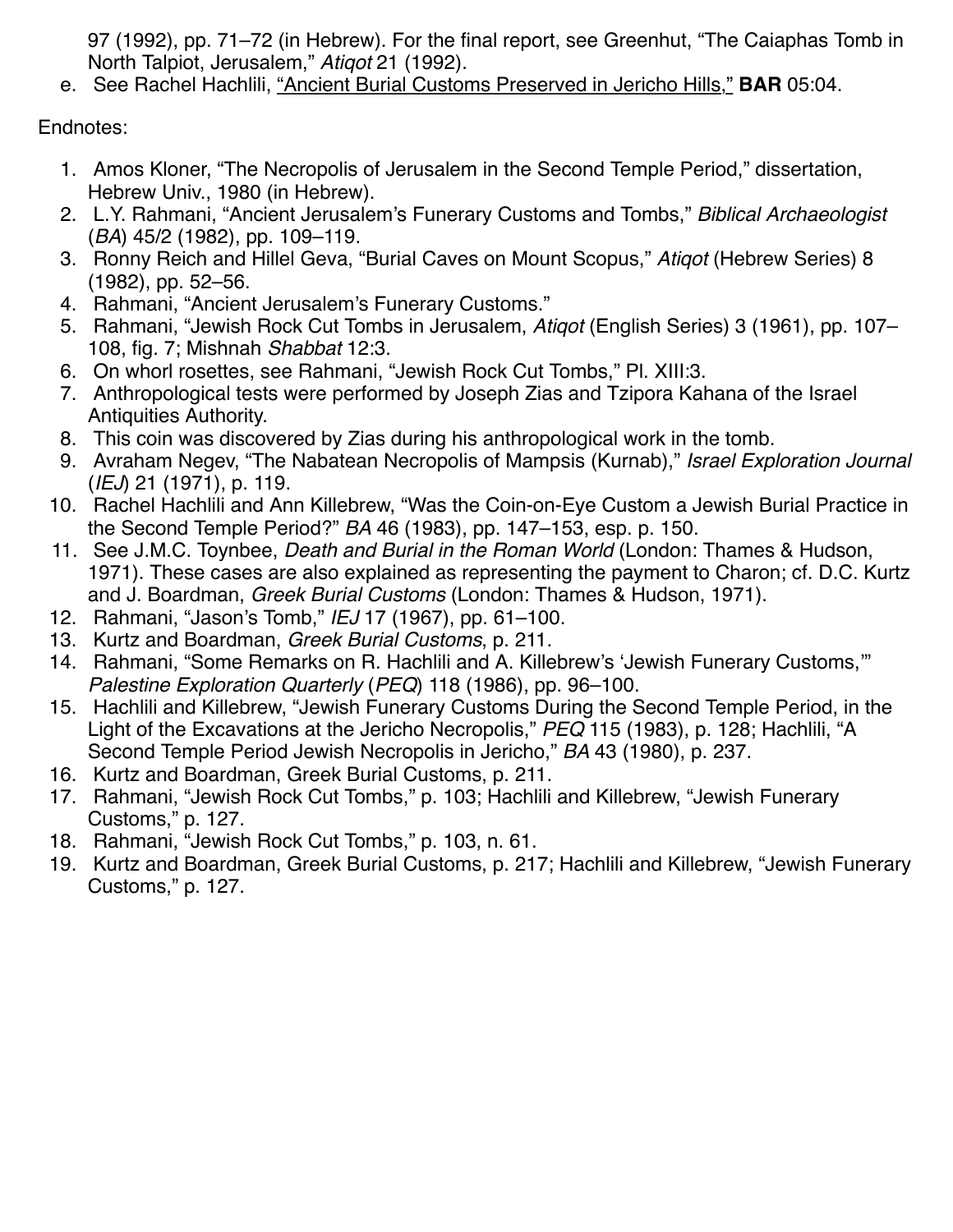97 (1992), pp. 71–72 (in Hebrew). For the final report, see Greenhut, "The Caiaphas Tomb in North Talpiot, Jerusalem," *Atiqot* 21 (1992).

e. See Rachel Hachlili, "Ancient Burial Customs Preserved in Jericho Hills," **BAR** 05:04.

Endnotes:

1. Amos Kloner, "The Necropolis of Jerusalem in the Second Temple Period," dissertation, Hebrew Univ., 1980 (in Hebrew).
2. L.Y. Rahmani, "Ancient Jerusalem's Funerary Customs and Tombs," *Biblical Archaeologist* (*BA*) 45/2 (1982), pp. 109–119.
3. Ronny Reich and Hillel Geva, "Burial Caves on Mount Scopus," *Atiqot* (Hebrew Series) 8 (1982), pp. 52–56.
4. Rahmani, "Ancient Jerusalem's Funerary Customs."
5. Rahmani, "Jewish Rock Cut Tombs in Jerusalem, *Atiqot* (English Series) 3 (1961), pp. 107–108, fig. 7; Mishnah *Shabbat* 12:3.
6. On whorl rosettes, see Rahmani, "Jewish Rock Cut Tombs," Pl. XIII:3.
7. Anthropological tests were performed by Joseph Zias and Tzipora Kahana of the Israel Antiquities Authority.
8. This coin was discovered by Zias during his anthropological work in the tomb.
9. Avraham Negev, "The Nabatean Necropolis of Mampsis (Kurnab)," *Israel Exploration Journal* (*IEJ*) 21 (1971), p. 119.
10. Rachel Hachlili and Ann Killebrew, "Was the Coin-on-Eye Custom a Jewish Burial Practice in the Second Temple Period?" *BA* 46 (1983), pp. 147–153, esp. p. 150.
11. See J.M.C. Toynbee, *Death and Burial in the Roman World* (London: Thames & Hudson, 1971). These cases are also explained as representing the payment to Charon; cf. D.C. Kurtz and J. Boardman, *Greek Burial Customs* (London: Thames & Hudson, 1971).
12. Rahmani, "Jason's Tomb," *IEJ* 17 (1967), pp. 61–100.
13. Kurtz and Boardman, *Greek Burial Customs*, p. 211.
14. Rahmani, "Some Remarks on R. Hachlili and A. Killebrew's 'Jewish Funerary Customs,'" *Palestine Exploration Quarterly* (*PEQ*) 118 (1986), pp. 96–100.
15. Hachlili and Killebrew, "Jewish Funerary Customs During the Second Temple Period, in the Light of the Excavations at the Jericho Necropolis," *PEQ* 115 (1983), p. 128; Hachlili, "A Second Temple Period Jewish Necropolis in Jericho," *BA* 43 (1980), p. 237.
16. Kurtz and Boardman, Greek Burial Customs, p. 211.
17. Rahmani, "Jewish Rock Cut Tombs," p. 103; Hachlili and Killebrew, "Jewish Funerary Customs," p. 127.
18. Rahmani, "Jewish Rock Cut Tombs," p. 103, n. 61.
19. Kurtz and Boardman, Greek Burial Customs, p. 217; Hachlili and Killebrew, "Jewish Funerary Customs," p. 127.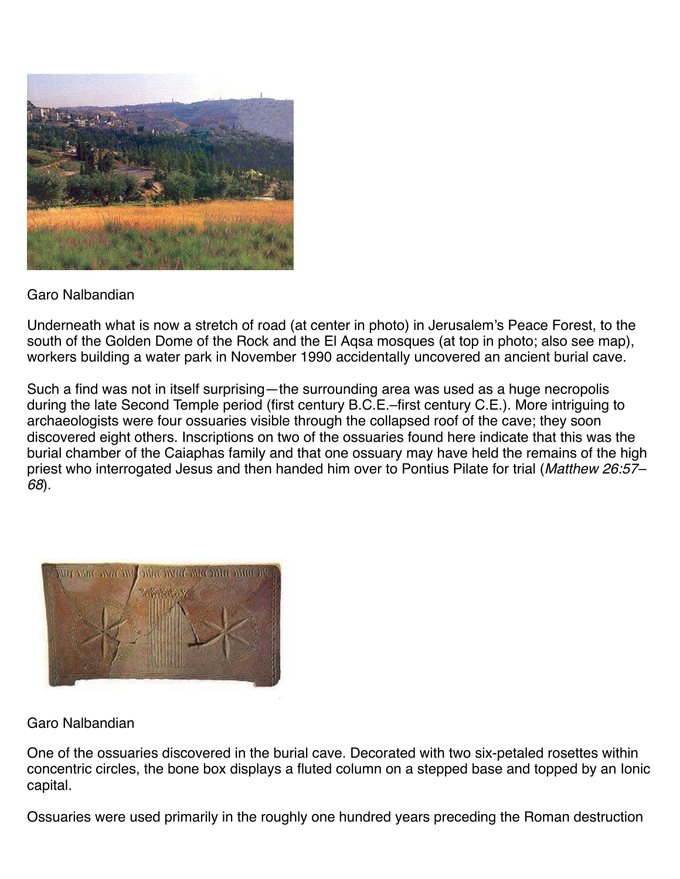Garo Nalbandian

Underneath what is now a stretch of road (at center in photo) in Jerusalem's Peace Forest, to the south of the Golden Dome of the Rock and the El Aqsa mosques (at top in photo; also see map), workers building a water park in November 1990 accidentally uncovered an ancient burial cave.

Such a find was not in itself surprising—the surrounding area was used as a huge necropolis during the late Second Temple period (first century B.C.E.–first century C.E.). More intriguing to archaeologists were four ossuaries visible through the collapsed roof of the cave; they soon discovered eight others. Inscriptions on two of the ossuaries found here indicate that this was the burial chamber of the Caiaphas family and that one ossuary may have held the remains of the high priest who interrogated Jesus and then handed him over to Pontius Pilate for trial (*Matthew 26:57–68*).

Garo Nalbandian

One of the ossuaries discovered in the burial cave. Decorated with two six-petaled rosettes within concentric circles, the bone box displays a fluted column on a stepped base and topped by an Ionic capital.

Ossuaries were used primarily in the roughly one hundred years preceding the Roman destruction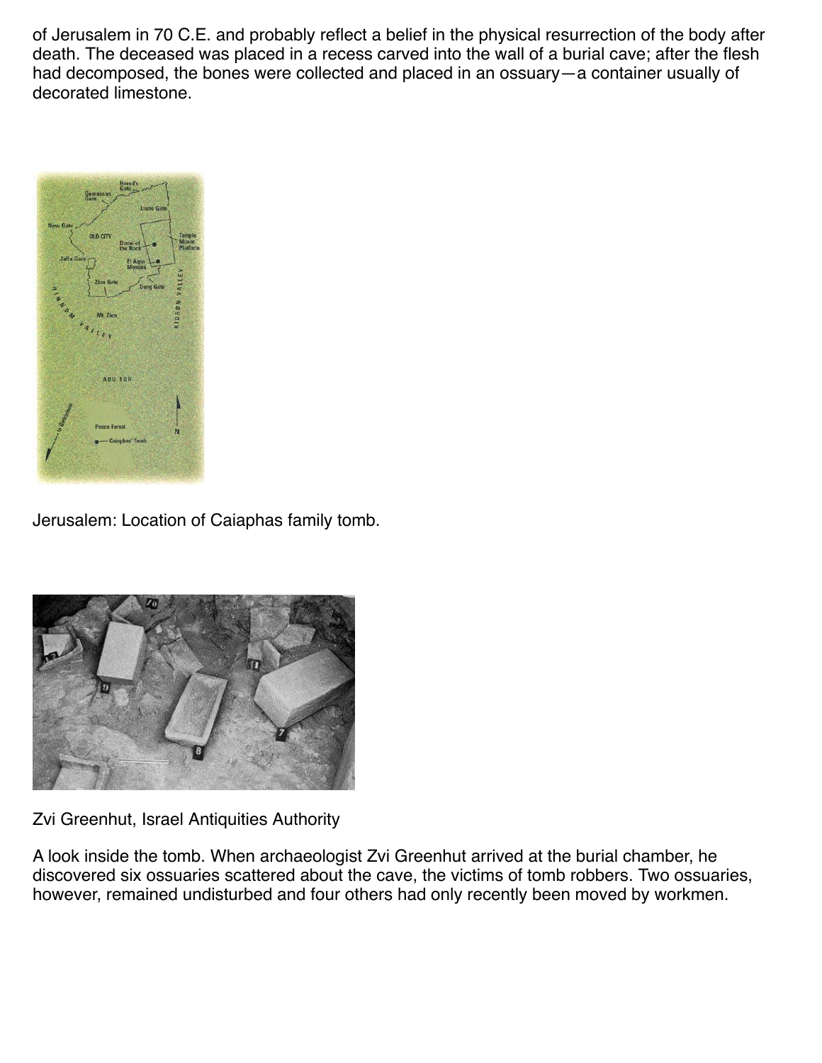of Jerusalem in 70 C.E. and probably reflect a belief in the physical resurrection of the body after death. The deceased was placed in a recess carved into the wall of a burial cave; after the flesh had decomposed, the bones were collected and placed in an ossuary—a container usually of decorated limestone.

Jerusalem: Location of Caiaphas family tomb.

Zvi Greenhut, Israel Antiquities Authority

A look inside the tomb. When archaeologist Zvi Greenhut arrived at the burial chamber, he discovered six ossuaries scattered about the cave, the victims of tomb robbers. Two ossuaries, however, remained undisturbed and four others had only recently been moved by workmen.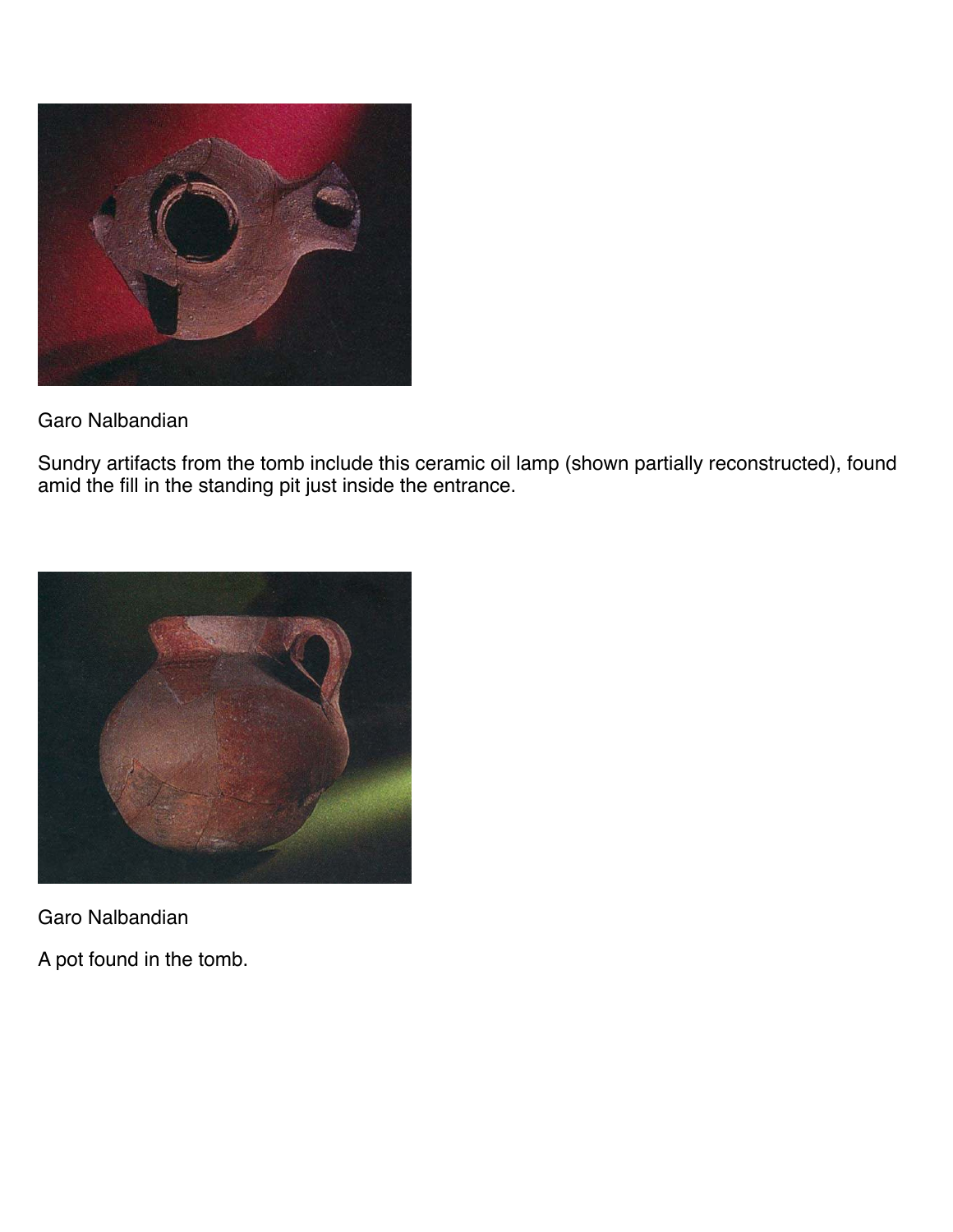Garo Nalbandian

Sundry artifacts from the tomb include this ceramic oil lamp (shown partially reconstructed), found amid the fill in the standing pit just inside the entrance.

Garo Nalbandian

A pot found in the tomb.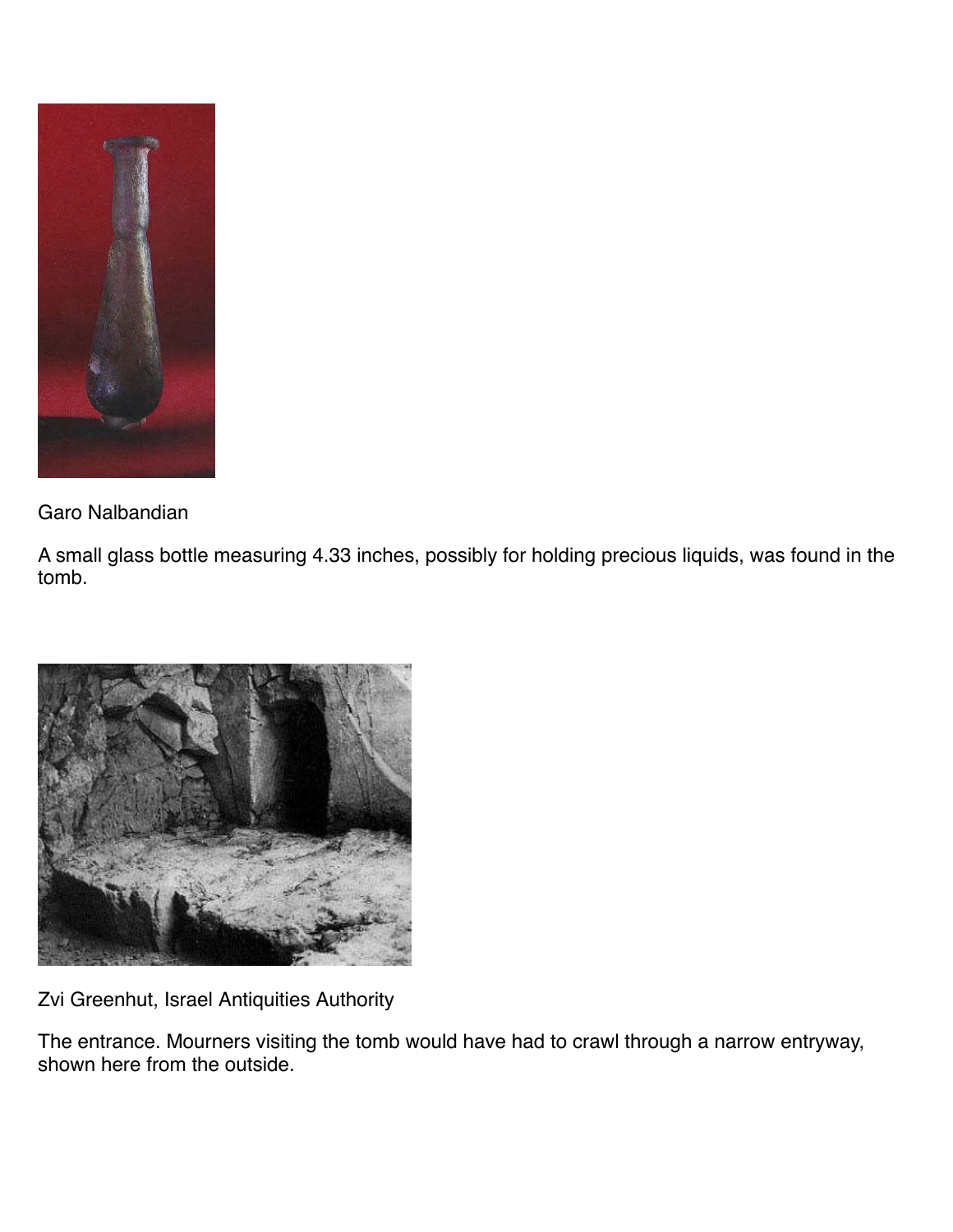Garo Nalbandian

A small glass bottle measuring 4.33 inches, possibly for holding precious liquids, was found in the tomb.

Zvi Greenhut, Israel Antiquities Authority

The entrance. Mourners visiting the tomb would have had to crawl through a narrow entryway, shown here from the outside.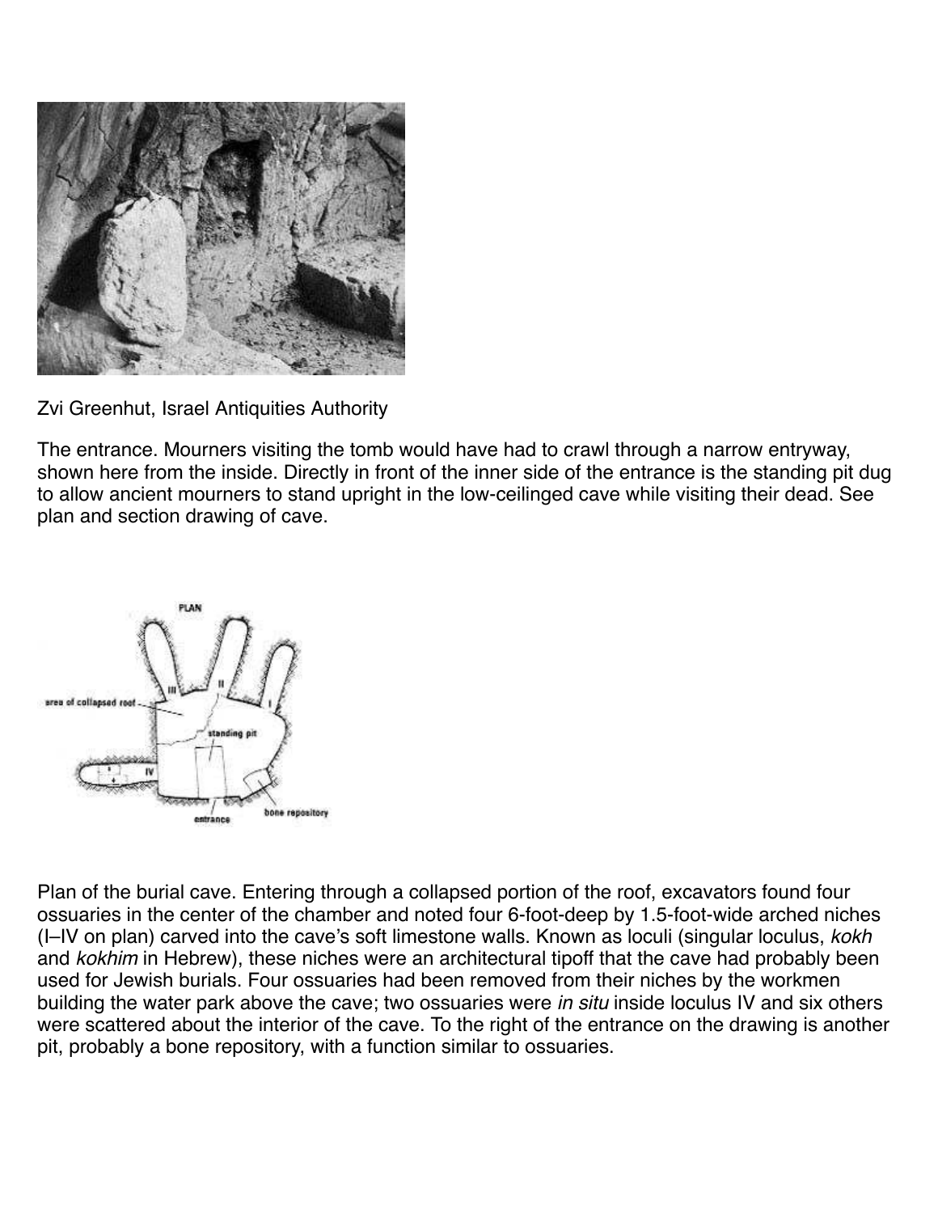Zvi Greenhut, Israel Antiquities Authority

The entrance. Mourners visiting the tomb would have had to crawl through a narrow entryway, shown here from the inside. Directly in front of the inner side of the entrance is the standing pit dug to allow ancient mourners to stand upright in the low-ceilinged cave while visiting their dead. See plan and section drawing of cave.

Plan of the burial cave. Entering through a collapsed portion of the roof, excavators found four ossuaries in the center of the chamber and noted four 6-foot-deep by 1.5-foot-wide arched niches (I–IV on plan) carved into the cave's soft limestone walls. Known as loculi (singular loculus, *kokh* and *kokhim* in Hebrew), these niches were an architectural tipoff that the cave had probably been used for Jewish burials. Four ossuaries had been removed from their niches by the workmen building the water park above the cave; two ossuaries were *in situ* inside loculus IV and six others were scattered about the interior of the cave. To the right of the entrance on the drawing is another pit, probably a bone repository, with a function similar to ossuaries.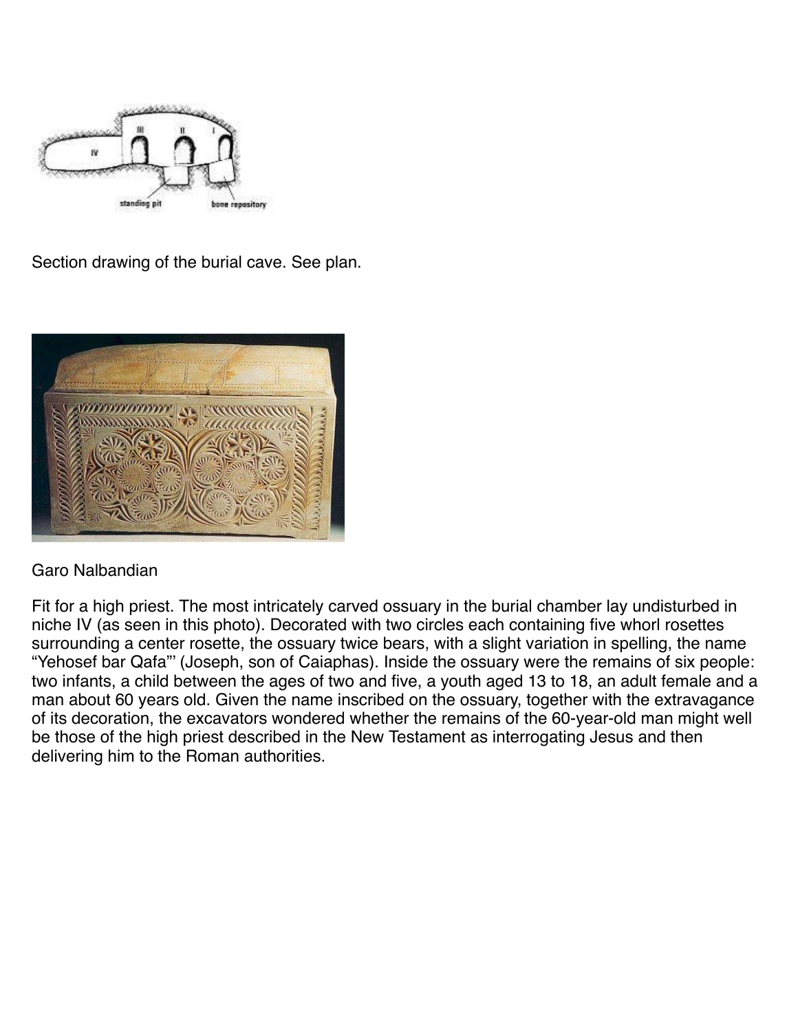Section drawing of the burial cave. See plan.

Garo Nalbandian

Fit for a high priest. The most intricately carved ossuary in the burial chamber lay undisturbed in niche IV (as seen in this photo). Decorated with two circles each containing five whorl rosettes surrounding a center rosette, the ossuary twice bears, with a slight variation in spelling, the name “Yehosef bar Qafa”' (Joseph, son of Caiaphas). Inside the ossuary were the remains of six people: two infants, a child between the ages of two and five, a youth aged 13 to 18, an adult female and a man about 60 years old. Given the name inscribed on the ossuary, together with the extravagance of its decoration, the excavators wondered whether the remains of the 60-year-old man might well be those of the high priest described in the New Testament as interrogating Jesus and then delivering him to the Roman authorities.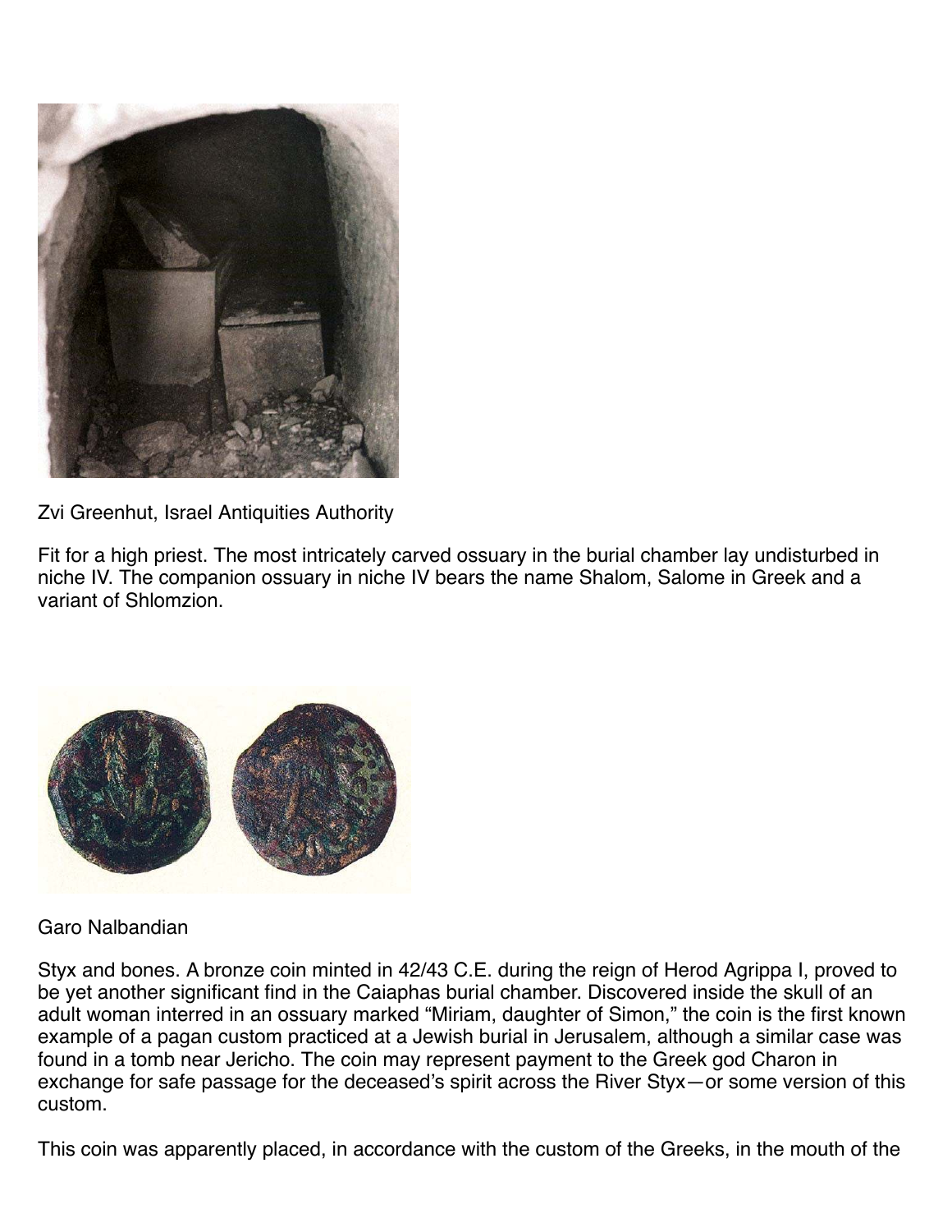Zvi Greenhut, Israel Antiquities Authority

Fit for a high priest. The most intricately carved ossuary in the burial chamber lay undisturbed in niche IV. The companion ossuary in niche IV bears the name Shalom, Salome in Greek and a variant of Shlomzion.

Garo Nalbandian

Styx and bones. A bronze coin minted in 42/43 C.E. during the reign of Herod Agrippa I, proved to be yet another significant find in the Caiaphas burial chamber. Discovered inside the skull of an adult woman interred in an ossuary marked “Miriam, daughter of Simon,” the coin is the first known example of a pagan custom practiced at a Jewish burial in Jerusalem, although a similar case was found in a tomb near Jericho. The coin may represent payment to the Greek god Charon in exchange for safe passage for the deceased’s spirit across the River Styx—or some version of this custom.

This coin was apparently placed, in accordance with the custom of the Greeks, in the mouth of the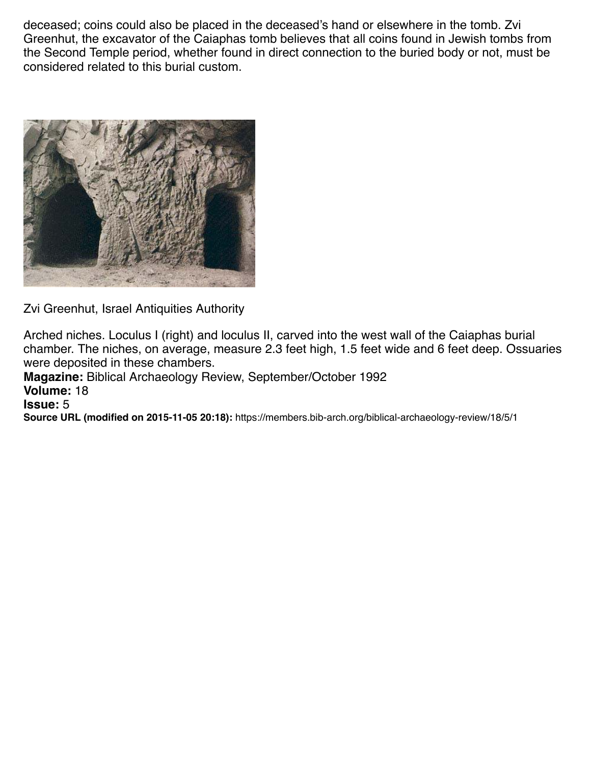deceased; coins could also be placed in the deceased's hand or elsewhere in the tomb. Zvi Greenhut, the excavator of the Caiaphas tomb believes that all coins found in Jewish tombs from the Second Temple period, whether found in direct connection to the buried body or not, must be considered related to this burial custom.

Zvi Greenhut, Israel Antiquities Authority

Arched niches. Loculus I (right) and loculus II, carved into the west wall of the Caiaphas burial chamber. The niches, on average, measure 2.3 feet high, 1.5 feet wide and 6 feet deep. Ossuaries were deposited in these chambers.

**Magazine:** Biblical Archaeology Review, September/October 1992
**Volume:** 18
**Issue:** 5
**Source URL (modified on 2015-11-05 20:18):** https://members.bib-arch.org/biblical-archaeology-review/18/5/1